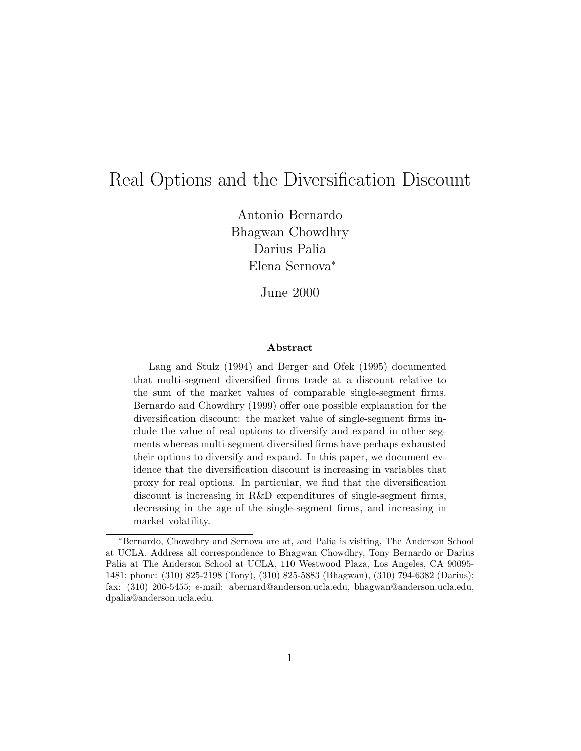# Real Options and the Diversification Discount

Antonio Bernardo
Bhagwan Chowdhry
Darius Palia
Elena Sernova*

June 2000

**Abstract**

Lang and Stulz (1994) and Berger and Ofek (1995) documented that multi-segment diversified firms trade at a discount relative to the sum of the market values of comparable single-segment firms. Bernardo and Chowdhry (1999) offer one possible explanation for the diversification discount: the market value of single-segment firms include the value of real options to diversify and expand in other segments whereas multi-segment diversified firms have perhaps exhausted their options to diversify and expand. In this paper, we document evidence that the diversification discount is increasing in variables that proxy for real options. In particular, we find that the diversification discount is increasing in R&D expenditures of single-segment firms, decreasing in the age of the single-segment firms, and increasing in market volatility.

---

*Bernardo, Chowdhry and Sernova are at, and Palia is visiting, The Anderson School at UCLA. Address all correspondence to Bhagwan Chowdhry, Tony Bernardo or Darius Palia at The Anderson School at UCLA, 110 Westwood Plaza, Los Angeles, CA 90095-1481; phone: (310) 825-2198 (Tony), (310) 825-5883 (Bhagwan), (310) 794-6382 (Darius); fax: (310) 206-5455; e-mail: abernard@anderson.ucla.edu, bhagwan@anderson.ucla.edu, dpalia@anderson.ucla.edu.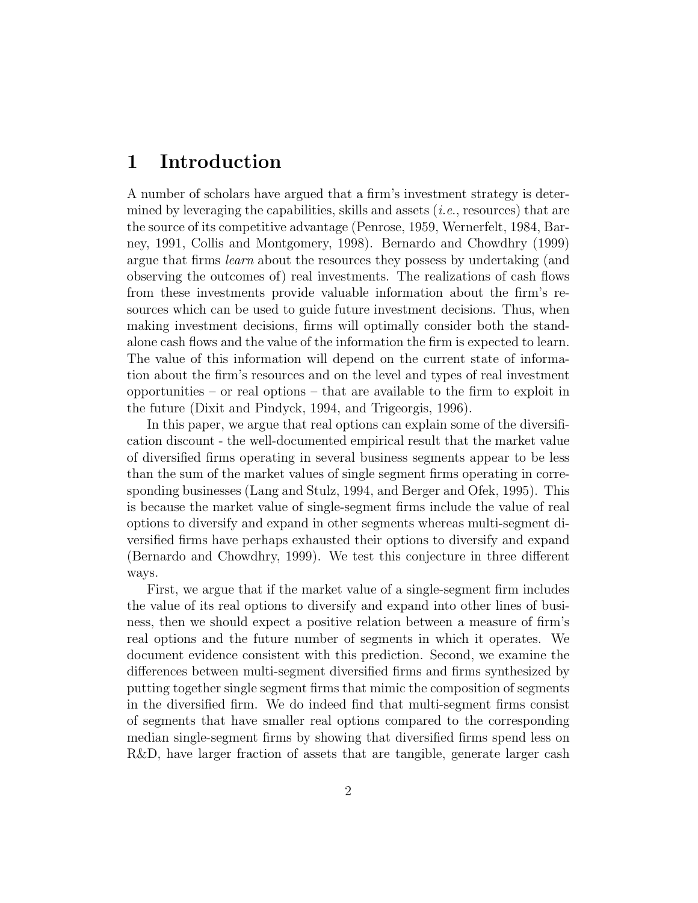# 1 Introduction

A number of scholars have argued that a firm's investment strategy is determined by leveraging the capabilities, skills and assets (*i.e.*, resources) that are the source of its competitive advantage (Penrose, 1959, Wernerfelt, 1984, Barney, 1991, Collis and Montgomery, 1998). Bernardo and Chowdhry (1999) argue that firms *learn* about the resources they possess by undertaking (and observing the outcomes of) real investments. The realizations of cash flows from these investments provide valuable information about the firm's resources which can be used to guide future investment decisions. Thus, when making investment decisions, firms will optimally consider both the stand-alone cash flows and the value of the information the firm is expected to learn. The value of this information will depend on the current state of information about the firm's resources and on the level and types of real investment opportunities – or real options – that are available to the firm to exploit in the future (Dixit and Pindyck, 1994, and Trigeorgis, 1996).

In this paper, we argue that real options can explain some of the diversification discount - the well-documented empirical result that the market value of diversified firms operating in several business segments appear to be less than the sum of the market values of single segment firms operating in corresponding businesses (Lang and Stulz, 1994, and Berger and Ofek, 1995). This is because the market value of single-segment firms include the value of real options to diversify and expand in other segments whereas multi-segment diversified firms have perhaps exhausted their options to diversify and expand (Bernardo and Chowdhry, 1999). We test this conjecture in three different ways.

First, we argue that if the market value of a single-segment firm includes the value of its real options to diversify and expand into other lines of business, then we should expect a positive relation between a measure of firm's real options and the future number of segments in which it operates. We document evidence consistent with this prediction. Second, we examine the differences between multi-segment diversified firms and firms synthesized by putting together single segment firms that mimic the composition of segments in the diversified firm. We do indeed find that multi-segment firms consist of segments that have smaller real options compared to the corresponding median single-segment firms by showing that diversified firms spend less on R&D, have larger fraction of assets that are tangible, generate larger cash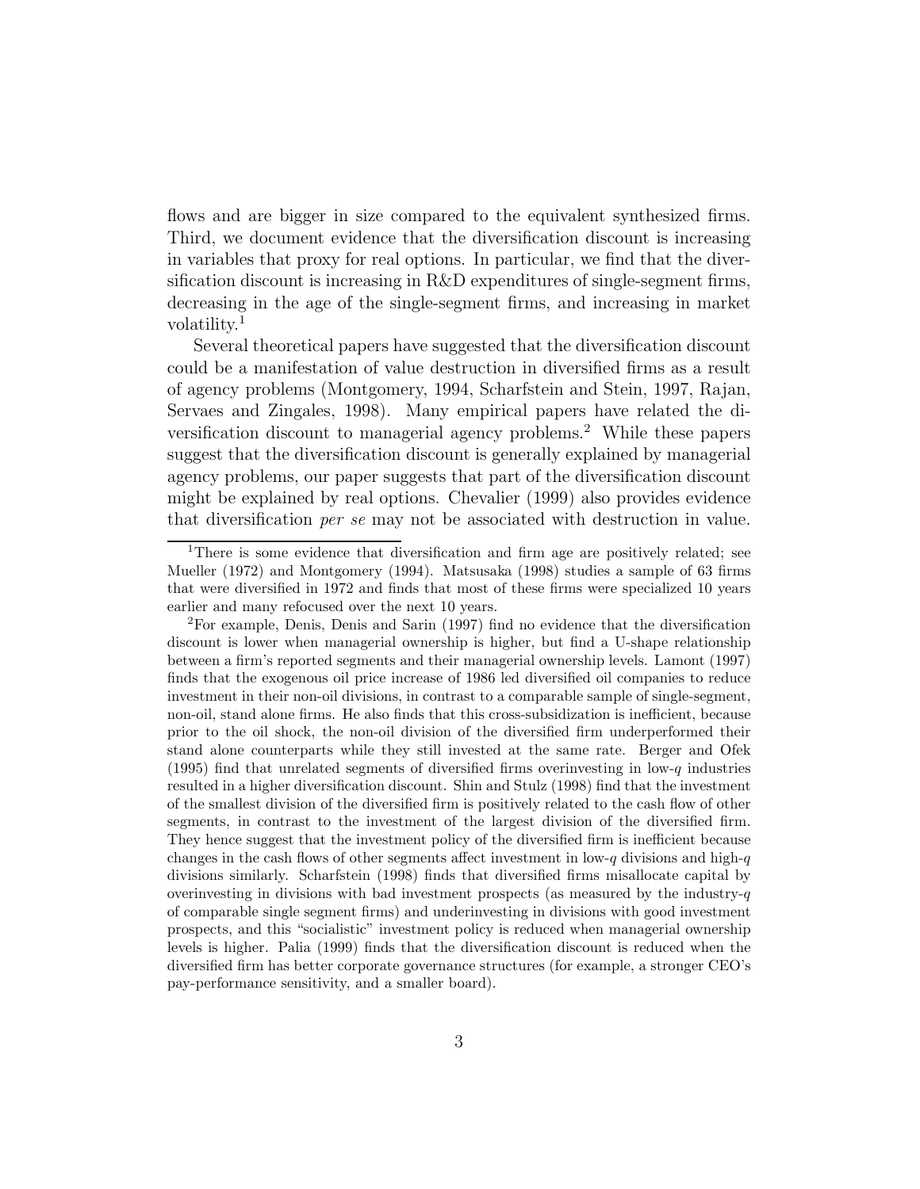flows and are bigger in size compared to the equivalent synthesized firms. Third, we document evidence that the diversification discount is increasing in variables that proxy for real options. In particular, we find that the diversification discount is increasing in R&D expenditures of single-segment firms, decreasing in the age of the single-segment firms, and increasing in market volatility.[1]

Several theoretical papers have suggested that the diversification discount could be a manifestation of value destruction in diversified firms as a result of agency problems (Montgomery, 1994, Scharfstein and Stein, 1997, Rajan, Servaes and Zingales, 1998). Many empirical papers have related the diversification discount to managerial agency problems.[2] While these papers suggest that the diversification discount is generally explained by managerial agency problems, our paper suggests that part of the diversification discount might be explained by real options. Chevalier (1999) also provides evidence that diversification *per se* may not be associated with destruction in value.

[1] There is some evidence that diversification and firm age are positively related; see Mueller (1972) and Montgomery (1994). Matsusaka (1998) studies a sample of 63 firms that were diversified in 1972 and finds that most of these firms were specialized 10 years earlier and many refocused over the next 10 years.

[2] For example, Denis, Denis and Sarin (1997) find no evidence that the diversification discount is lower when managerial ownership is higher, but find a U-shape relationship between a firm's reported segments and their managerial ownership levels. Lamont (1997) finds that the exogenous oil price increase of 1986 led diversified oil companies to reduce investment in their non-oil divisions, in contrast to a comparable sample of single-segment, non-oil, stand alone firms. He also finds that this cross-subsidization is inefficient, because prior to the oil shock, the non-oil division of the diversified firm underperformed their stand alone counterparts while they still invested at the same rate. Berger and Ofek (1995) find that unrelated segments of diversified firms overinvesting in low-$q$ industries resulted in a higher diversification discount. Shin and Stulz (1998) find that the investment of the smallest division of the diversified firm is positively related to the cash flow of other segments, in contrast to the investment of the largest division of the diversified firm. They hence suggest that the investment policy of the diversified firm is inefficient because changes in the cash flows of other segments affect investment in low-$q$ divisions and high-$q$ divisions similarly. Scharfstein (1998) finds that diversified firms misallocate capital by overinvesting in divisions with bad investment prospects (as measured by the industry-$q$ of comparable single segment firms) and underinvesting in divisions with good investment prospects, and this "socialistic" investment policy is reduced when managerial ownership levels is higher. Palia (1999) finds that the diversification discount is reduced when the diversified firm has better corporate governance structures (for example, a stronger CEO's pay-performance sensitivity, and a smaller board).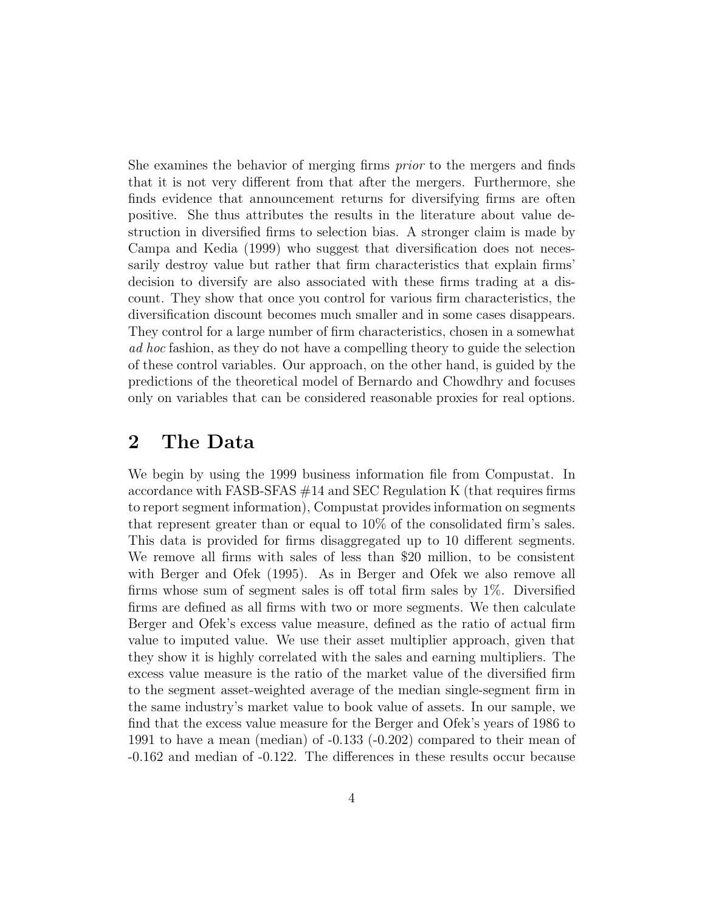She examines the behavior of merging firms *prior* to the mergers and finds that it is not very different from that after the mergers. Furthermore, she finds evidence that announcement returns for diversifying firms are often positive. She thus attributes the results in the literature about value destruction in diversified firms to selection bias. A stronger claim is made by Campa and Kedia (1999) who suggest that diversification does not necessarily destroy value but rather that firm characteristics that explain firms' decision to diversify are also associated with these firms trading at a discount. They show that once you control for various firm characteristics, the diversification discount becomes much smaller and in some cases disappears. They control for a large number of firm characteristics, chosen in a somewhat *ad hoc* fashion, as they do not have a compelling theory to guide the selection of these control variables. Our approach, on the other hand, is guided by the predictions of the theoretical model of Bernardo and Chowdhry and focuses only on variables that can be considered reasonable proxies for real options.

## 2 The Data

We begin by using the 1999 business information file from Compustat. In accordance with FASB-SFAS #14 and SEC Regulation K (that requires firms to report segment information), Compustat provides information on segments that represent greater than or equal to 10% of the consolidated firm's sales. This data is provided for firms disaggregated up to 10 different segments. We remove all firms with sales of less than $20 million, to be consistent with Berger and Ofek (1995). As in Berger and Ofek we also remove all firms whose sum of segment sales is off total firm sales by 1%. Diversified firms are defined as all firms with two or more segments. We then calculate Berger and Ofek's excess value measure, defined as the ratio of actual firm value to imputed value. We use their asset multiplier approach, given that they show it is highly correlated with the sales and earning multipliers. The excess value measure is the ratio of the market value of the diversified firm to the segment asset-weighted average of the median single-segment firm in the same industry's market value to book value of assets. In our sample, we find that the excess value measure for the Berger and Ofek's years of 1986 to 1991 to have a mean (median) of -0.133 (-0.202) compared to their mean of -0.162 and median of -0.122. The differences in these results occur because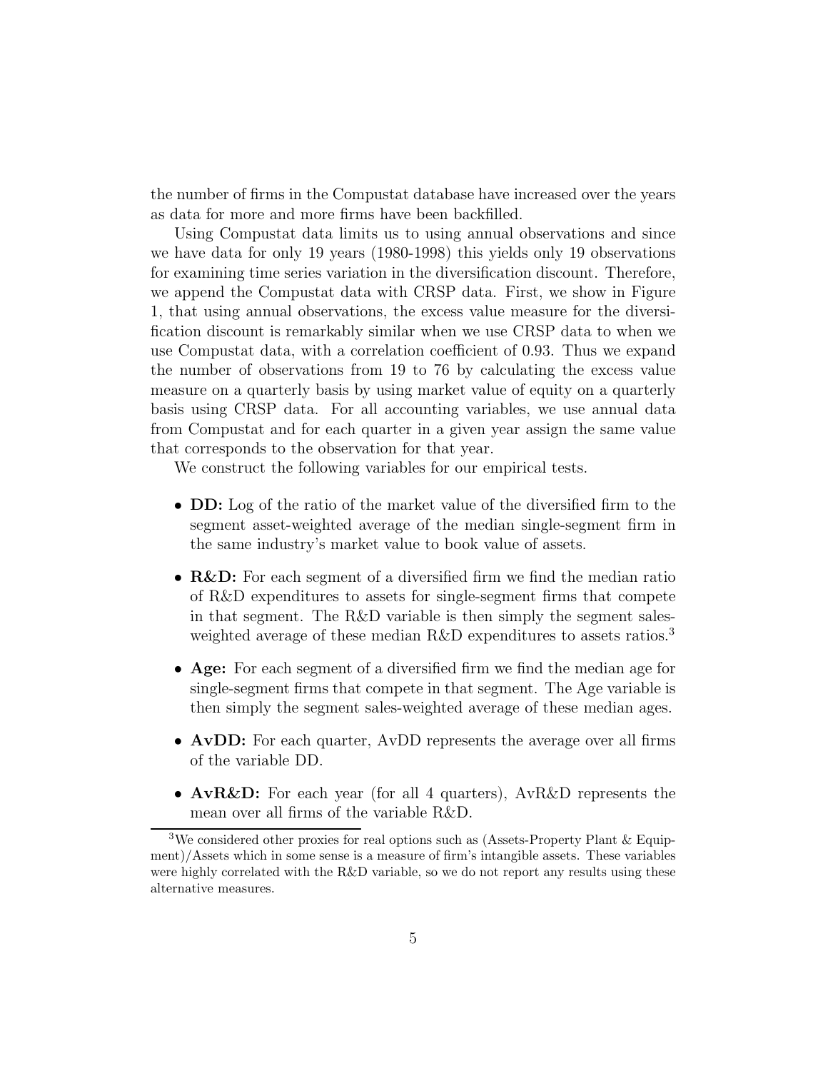the number of firms in the Compustat database have increased over the years as data for more and more firms have been backfilled.

Using Compustat data limits us to using annual observations and since we have data for only 19 years (1980-1998) this yields only 19 observations for examining time series variation in the diversification discount. Therefore, we append the Compustat data with CRSP data. First, we show in Figure 1, that using annual observations, the excess value measure for the diversification discount is remarkably similar when we use CRSP data to when we use Compustat data, with a correlation coefficient of 0.93. Thus we expand the number of observations from 19 to 76 by calculating the excess value measure on a quarterly basis by using market value of equity on a quarterly basis using CRSP data. For all accounting variables, we use annual data from Compustat and for each quarter in a given year assign the same value that corresponds to the observation for that year.

We construct the following variables for our empirical tests.

- **DD:** Log of the ratio of the market value of the diversified firm to the segment asset-weighted average of the median single-segment firm in the same industry's market value to book value of assets.
- **R&D:** For each segment of a diversified firm we find the median ratio of R&D expenditures to assets for single-segment firms that compete in that segment. The R&D variable is then simply the segment sales-weighted average of these median R&D expenditures to assets ratios.[3]
- **Age:** For each segment of a diversified firm we find the median age for single-segment firms that compete in that segment. The Age variable is then simply the segment sales-weighted average of these median ages.
- **AvDD:** For each quarter, AvDD represents the average over all firms of the variable DD.
- **AvR&D:** For each year (for all 4 quarters), AvR&D represents the mean over all firms of the variable R&D.

[3] We considered other proxies for real options such as (Assets-Property Plant & Equipment)/Assets which in some sense is a measure of firm's intangible assets. These variables were highly correlated with the R&D variable, so we do not report any results using these alternative measures.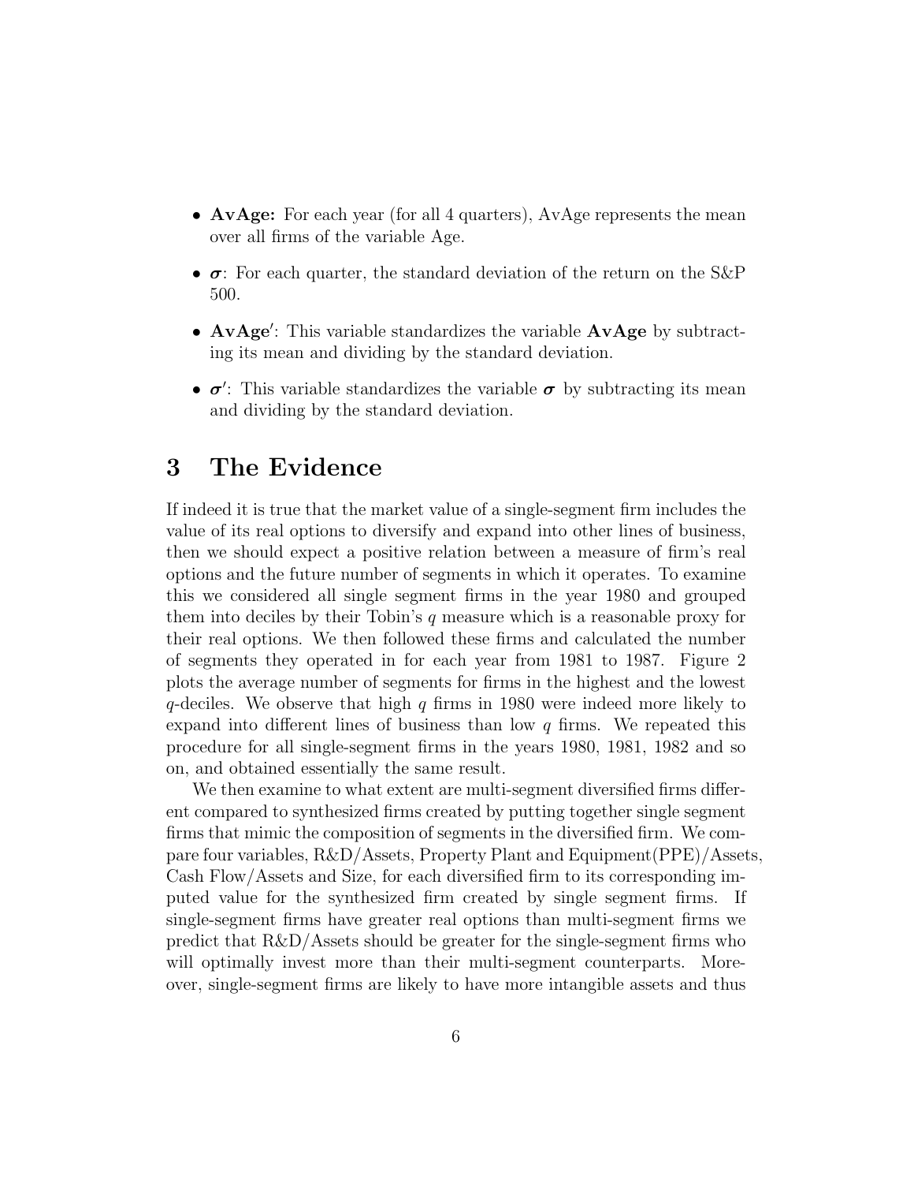- **AvAge:** For each year (for all 4 quarters), AvAge represents the mean over all firms of the variable Age.
- $\boldsymbol{\sigma}$: For each quarter, the standard deviation of the return on the S&P 500.
- **AvAge**$'$: This variable standardizes the variable **AvAge** by subtracting its mean and dividing by the standard deviation.
- $\boldsymbol{\sigma}'$: This variable standardizes the variable $\boldsymbol{\sigma}$ by subtracting its mean and dividing by the standard deviation.

# 3 The Evidence

If indeed it is true that the market value of a single-segment firm includes the value of its real options to diversify and expand into other lines of business, then we should expect a positive relation between a measure of firm's real options and the future number of segments in which it operates. To examine this we considered all single segment firms in the year 1980 and grouped them into deciles by their Tobin's $q$ measure which is a reasonable proxy for their real options. We then followed these firms and calculated the number of segments they operated in for each year from 1981 to 1987. Figure 2 plots the average number of segments for firms in the highest and the lowest $q$-deciles. We observe that high $q$ firms in 1980 were indeed more likely to expand into different lines of business than low $q$ firms. We repeated this procedure for all single-segment firms in the years 1980, 1981, 1982 and so on, and obtained essentially the same result.

We then examine to what extent are multi-segment diversified firms different compared to synthesized firms created by putting together single segment firms that mimic the composition of segments in the diversified firm. We compare four variables, R&D/Assets, Property Plant and Equipment(PPE)/Assets, Cash Flow/Assets and Size, for each diversified firm to its corresponding imputed value for the synthesized firm created by single segment firms. If single-segment firms have greater real options than multi-segment firms we predict that R&D/Assets should be greater for the single-segment firms who will optimally invest more than their multi-segment counterparts. Moreover, single-segment firms are likely to have more intangible assets and thus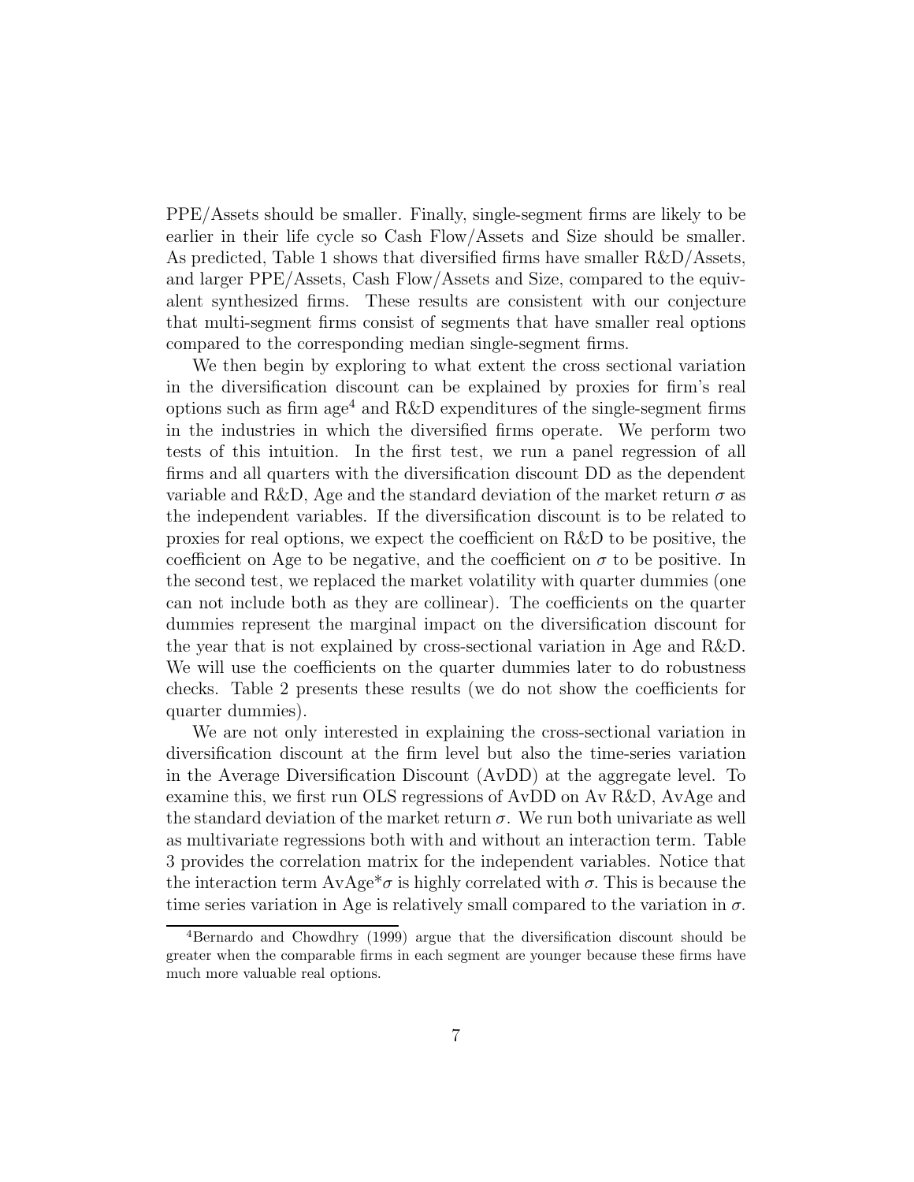PPE/Assets should be smaller. Finally, single-segment firms are likely to be earlier in their life cycle so Cash Flow/Assets and Size should be smaller. As predicted, Table 1 shows that diversified firms have smaller R&D/Assets, and larger PPE/Assets, Cash Flow/Assets and Size, compared to the equivalent synthesized firms. These results are consistent with our conjecture that multi-segment firms consist of segments that have smaller real options compared to the corresponding median single-segment firms.

We then begin by exploring to what extent the cross sectional variation in the diversification discount can be explained by proxies for firm's real options such as firm age[4] and R&D expenditures of the single-segment firms in the industries in which the diversified firms operate. We perform two tests of this intuition. In the first test, we run a panel regression of all firms and all quarters with the diversification discount DD as the dependent variable and R&D, Age and the standard deviation of the market return $\sigma$ as the independent variables. If the diversification discount is to be related to proxies for real options, we expect the coefficient on R&D to be positive, the coefficient on Age to be negative, and the coefficient on $\sigma$ to be positive. In the second test, we replaced the market volatility with quarter dummies (one can not include both as they are collinear). The coefficients on the quarter dummies represent the marginal impact on the diversification discount for the year that is not explained by cross-sectional variation in Age and R&D. We will use the coefficients on the quarter dummies later to do robustness checks. Table 2 presents these results (we do not show the coefficients for quarter dummies).

We are not only interested in explaining the cross-sectional variation in diversification discount at the firm level but also the time-series variation in the Average Diversification Discount (AvDD) at the aggregate level. To examine this, we first run OLS regressions of AvDD on Av R&D, AvAge and the standard deviation of the market return $\sigma$. We run both univariate as well as multivariate regressions both with and without an interaction term. Table 3 provides the correlation matrix for the independent variables. Notice that the interaction term AvAge*$\sigma$ is highly correlated with $\sigma$. This is because the time series variation in Age is relatively small compared to the variation in $\sigma$.

[4]Bernardo and Chowdhry (1999) argue that the diversification discount should be greater when the comparable firms in each segment are younger because these firms have much more valuable real options.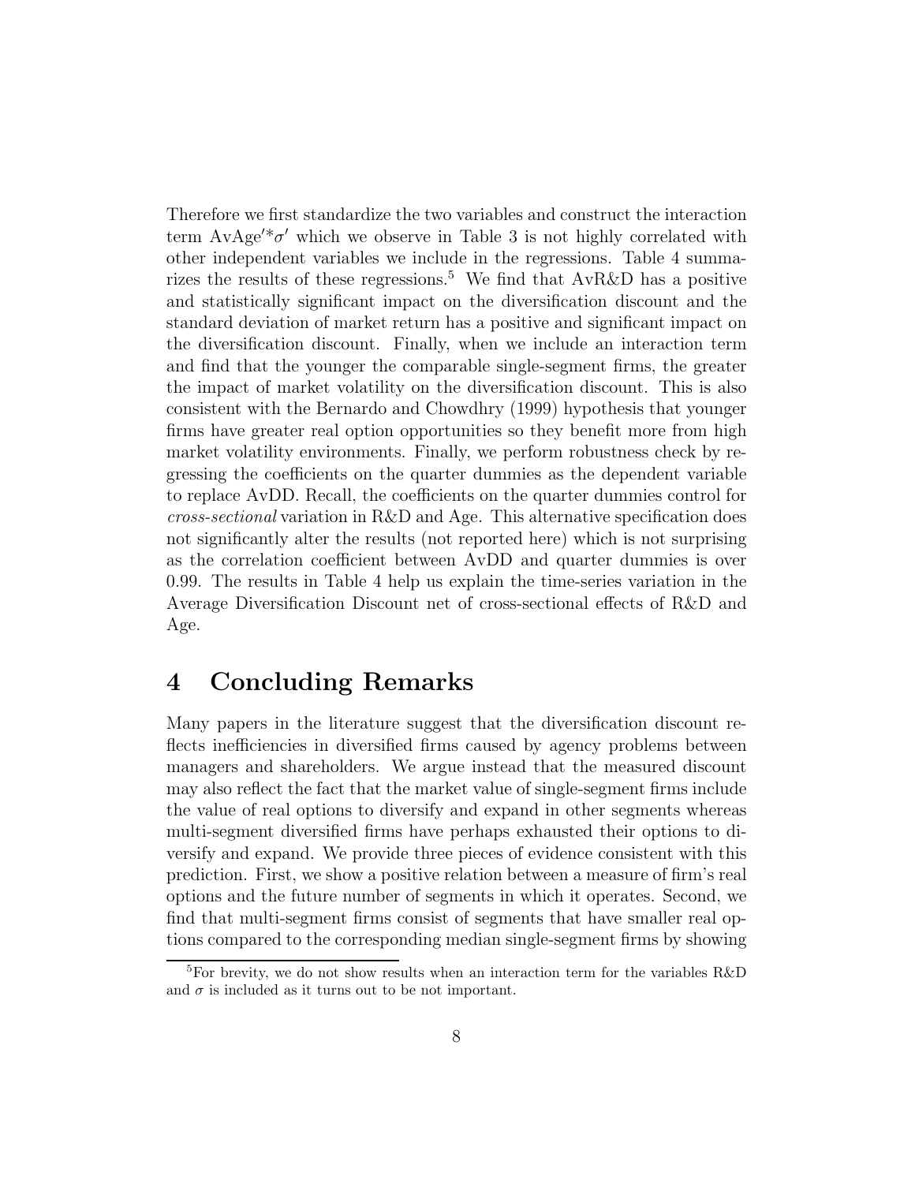Therefore we first standardize the two variables and construct the interaction term AvAge$'$*$\sigma'$ which we observe in Table 3 is not highly correlated with other independent variables we include in the regressions. Table 4 summarizes the results of these regressions.[5] We find that AvR&D has a positive and statistically significant impact on the diversification discount and the standard deviation of market return has a positive and significant impact on the diversification discount. Finally, when we include an interaction term and find that the younger the comparable single-segment firms, the greater the impact of market volatility on the diversification discount. This is also consistent with the Bernardo and Chowdhry (1999) hypothesis that younger firms have greater real option opportunities so they benefit more from high market volatility environments. Finally, we perform robustness check by regressing the coefficients on the quarter dummies as the dependent variable to replace AvDD. Recall, the coefficients on the quarter dummies control for *cross-sectional* variation in R&D and Age. This alternative specification does not significantly alter the results (not reported here) which is not surprising as the correlation coefficient between AvDD and quarter dummies is over 0.99. The results in Table 4 help us explain the time-series variation in the Average Diversification Discount net of cross-sectional effects of R&D and Age.

# 4 Concluding Remarks

Many papers in the literature suggest that the diversification discount reflects inefficiencies in diversified firms caused by agency problems between managers and shareholders. We argue instead that the measured discount may also reflect the fact that the market value of single-segment firms include the value of real options to diversify and expand in other segments whereas multi-segment diversified firms have perhaps exhausted their options to diversify and expand. We provide three pieces of evidence consistent with this prediction. First, we show a positive relation between a measure of firm's real options and the future number of segments in which it operates. Second, we find that multi-segment firms consist of segments that have smaller real options compared to the corresponding median single-segment firms by showing

[5] For brevity, we do not show results when an interaction term for the variables R&D and $\sigma$ is included as it turns out to be not important.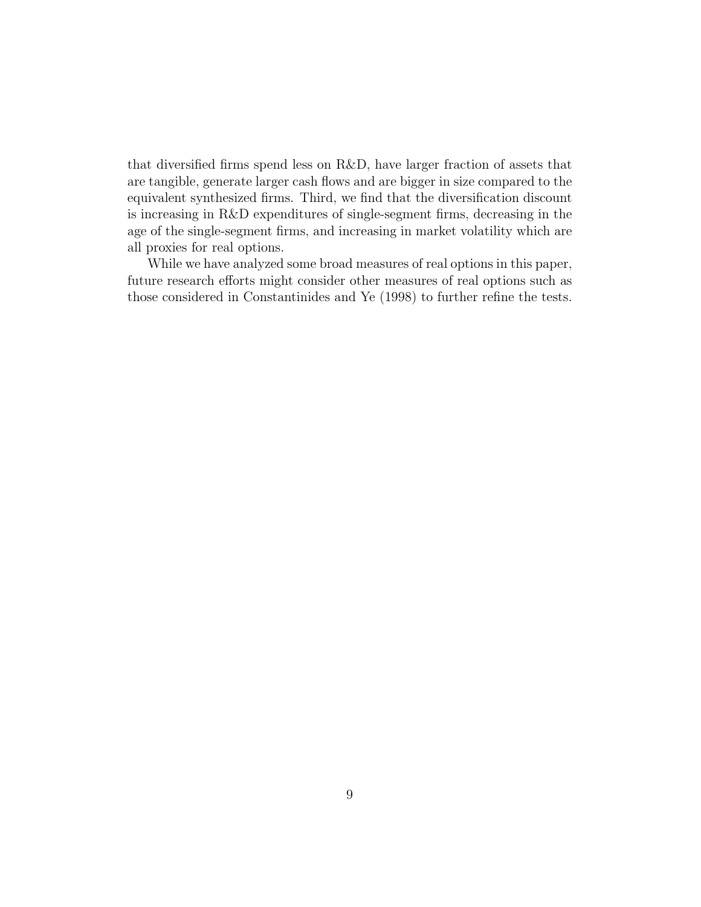that diversified firms spend less on R&D, have larger fraction of assets that are tangible, generate larger cash flows and are bigger in size compared to the equivalent synthesized firms. Third, we find that the diversification discount is increasing in R&D expenditures of single-segment firms, decreasing in the age of the single-segment firms, and increasing in market volatility which are all proxies for real options.

While we have analyzed some broad measures of real options in this paper, future research efforts might consider other measures of real options such as those considered in Constantinides and Ye (1998) to further refine the tests.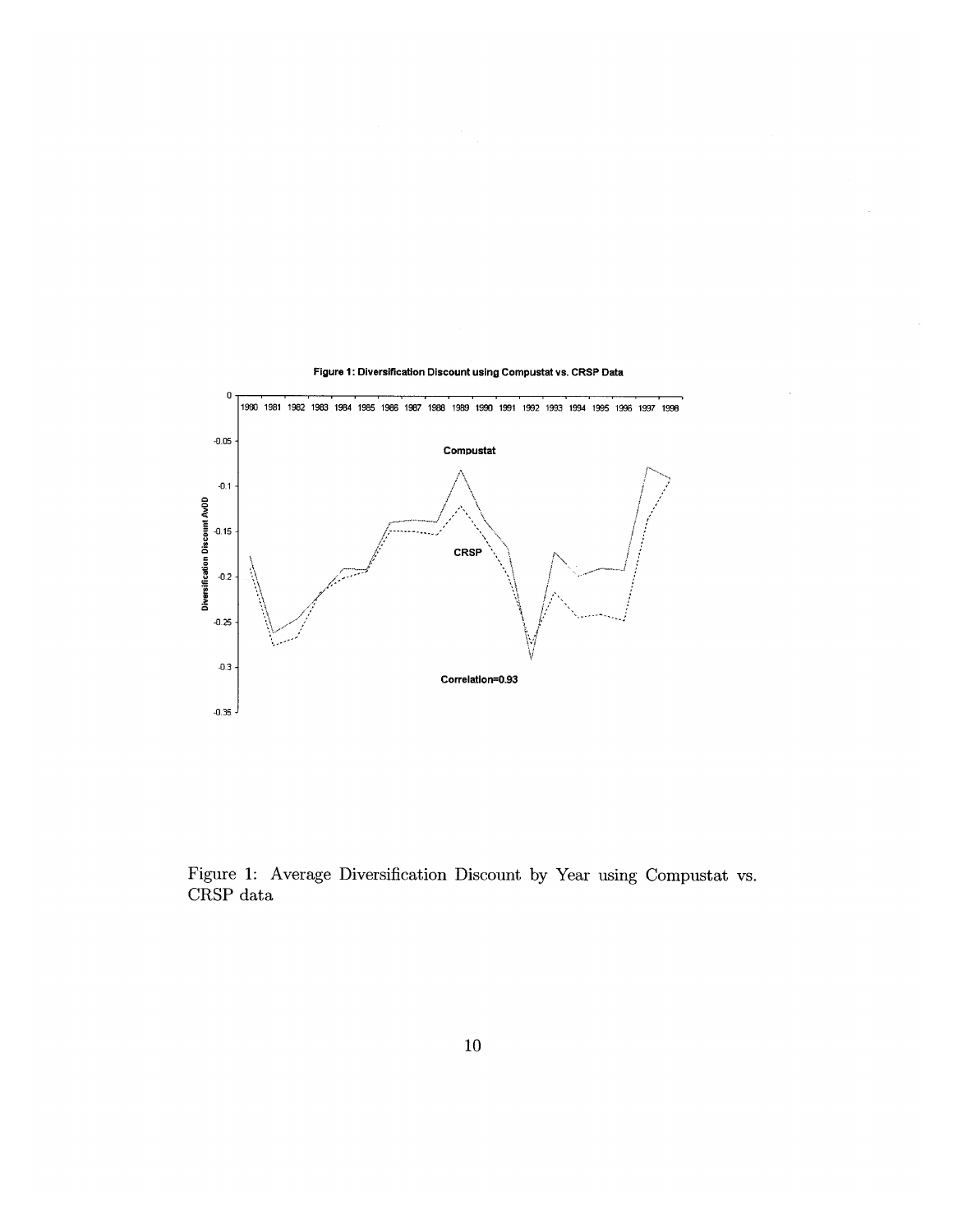Figure 1: Average Diversification Discount by Year using Compustat vs. CRSP data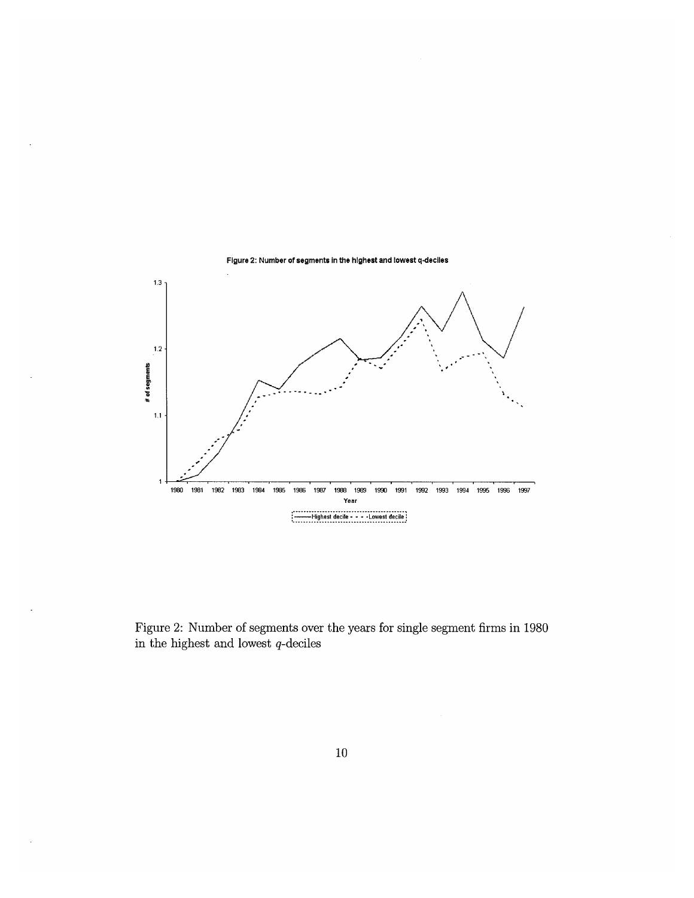Figure 2: Number of segments over the years for single segment firms in 1980 in the highest and lowest $q$-deciles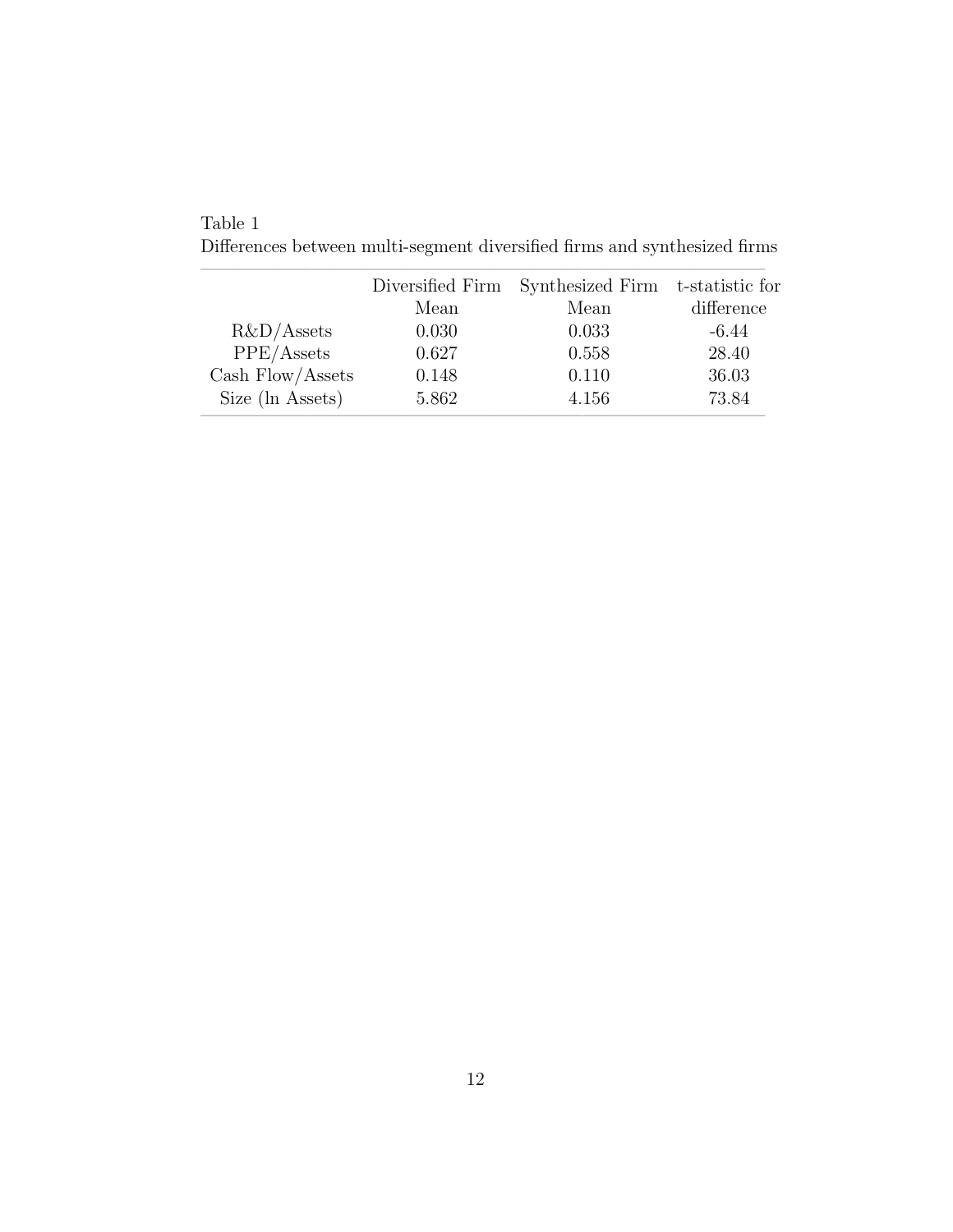Table 1
Differences between multi-segment diversified firms and synthesized firms

| | Diversified Firm Mean | Synthesized Firm Mean | t-statistic for difference |
|---|---|---|---|
| R&D/Assets | 0.030 | 0.033 | -6.44 |
| PPE/Assets | 0.627 | 0.558 | 28.40 |
| Cash Flow/Assets | 0.148 | 0.110 | 36.03 |
| Size (ln Assets) | 5.862 | 4.156 | 73.84 |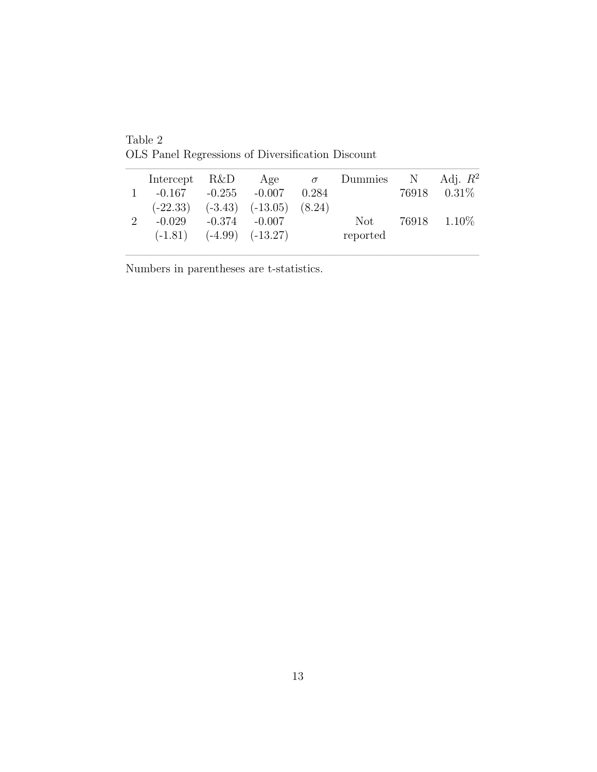Table 2
OLS Panel Regressions of Diversification Discount

| | Intercept | R&D | Age | $\sigma$ | Dummies | N | Adj. $R^2$ |
|---|---|---|---|---|---|---|---|
| 1 | -0.167 | -0.255 | -0.007 | 0.284 | | 76918 | 0.31% |
| | (-22.33) | (-3.43) | (-13.05) | (8.24) | | | |
| 2 | -0.029 | -0.374 | -0.007 | | Not reported | 76918 | 1.10% |
| | (-1.81) | (-4.99) | (-13.27) | | | | |

Numbers in parentheses are t-statistics.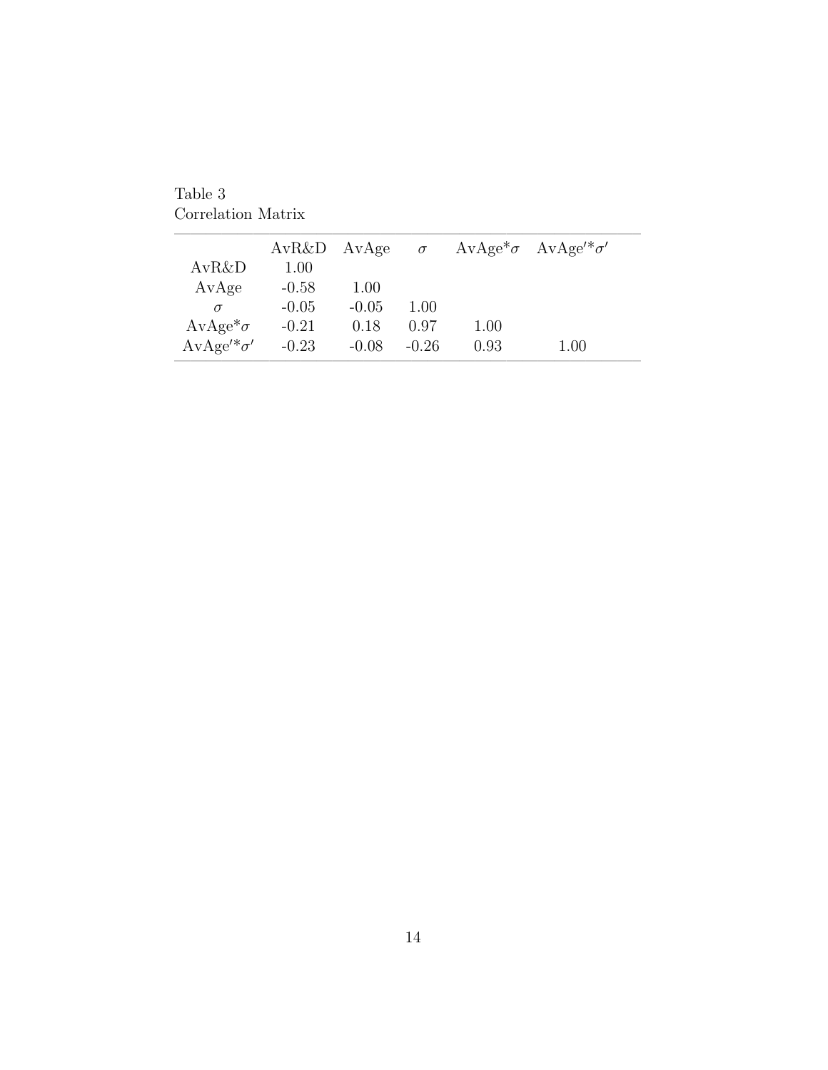Table 3
Correlation Matrix

| | AvR&D | AvAge | $\sigma$ | AvAge*$\sigma$ | AvAge$'$*$\sigma'$ |
|---|---|---|---|---|---|
| AvR&D | 1.00 | | | | |
| AvAge | -0.58 | 1.00 | | | |
| $\sigma$ | -0.05 | -0.05 | 1.00 | | |
| AvAge*$\sigma$ | -0.21 | 0.18 | 0.97 | 1.00 | |
| AvAge$'$*$\sigma'$ | -0.23 | -0.08 | -0.26 | 0.93 | 1.00 |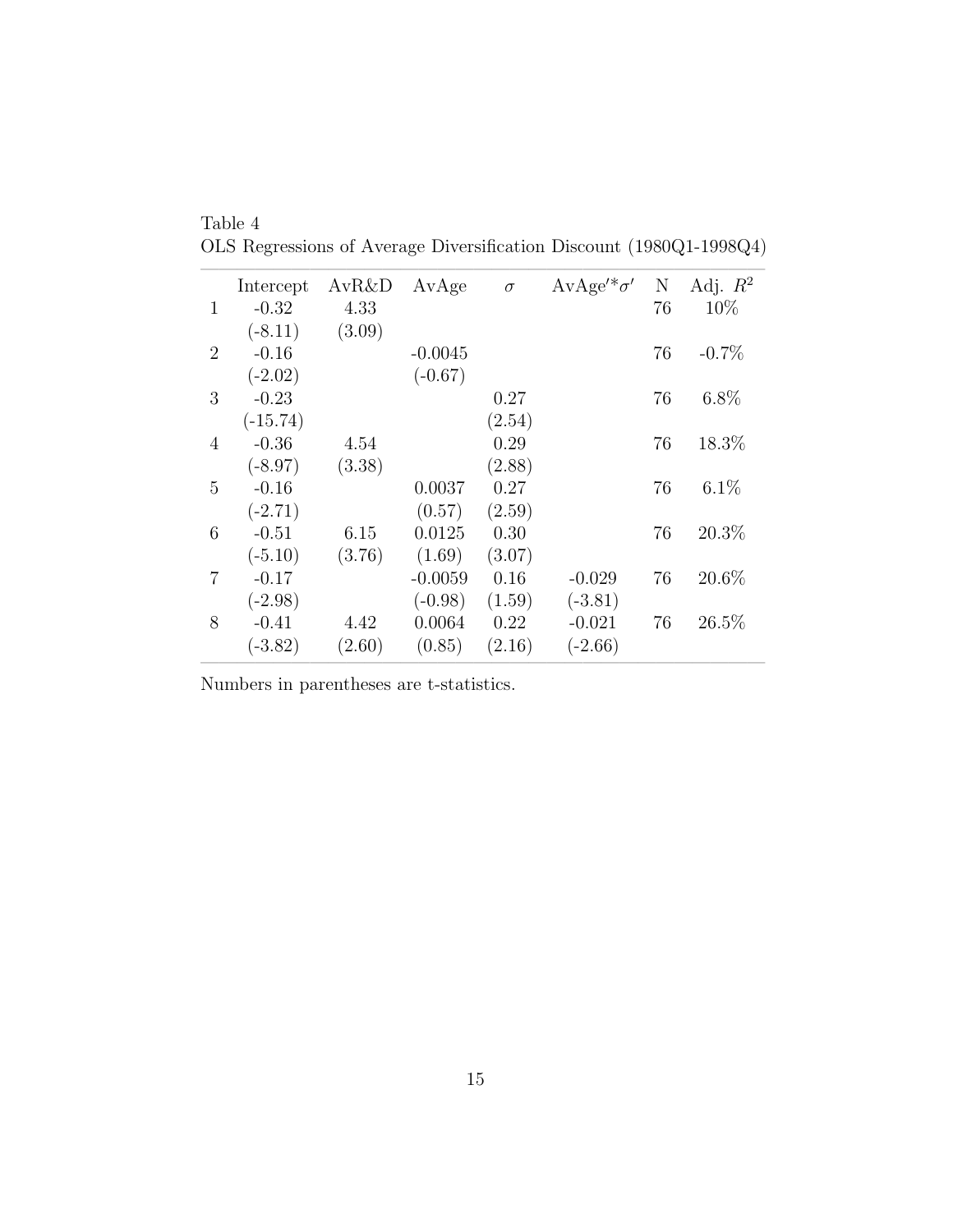Table 4

OLS Regressions of Average Diversification Discount (1980Q1-1998Q4)

| | Intercept | AvR&D | AvAge | $\sigma$ | AvAge$'$*$\sigma'$ | N | Adj. $R^2$ |
|---|---|---|---|---|---|---|---|
| 1 | -0.32 | 4.33 | | | | 76 | 10% |
| | (-8.11) | (3.09) | | | | | |
| 2 | -0.16 | | -0.0045 | | | 76 | -0.7% |
| | (-2.02) | | (-0.67) | | | | |
| 3 | -0.23 | | | 0.27 | | 76 | 6.8% |
| | (-15.74) | | | (2.54) | | | |
| 4 | -0.36 | 4.54 | | 0.29 | | 76 | 18.3% |
| | (-8.97) | (3.38) | | (2.88) | | | |
| 5 | -0.16 | | 0.0037 | 0.27 | | 76 | 6.1% |
| | (-2.71) | | (0.57) | (2.59) | | | |
| 6 | -0.51 | 6.15 | 0.0125 | 0.30 | | 76 | 20.3% |
| | (-5.10) | (3.76) | (1.69) | (3.07) | | | |
| 7 | -0.17 | | -0.0059 | 0.16 | -0.029 | 76 | 20.6% |
| | (-2.98) | | (-0.98) | (1.59) | (-3.81) | | |
| 8 | -0.41 | 4.42 | 0.0064 | 0.22 | -0.021 | 76 | 26.5% |
| | (-3.82) | (2.60) | (0.85) | (2.16) | (-2.66) | | |

Numbers in parentheses are t-statistics.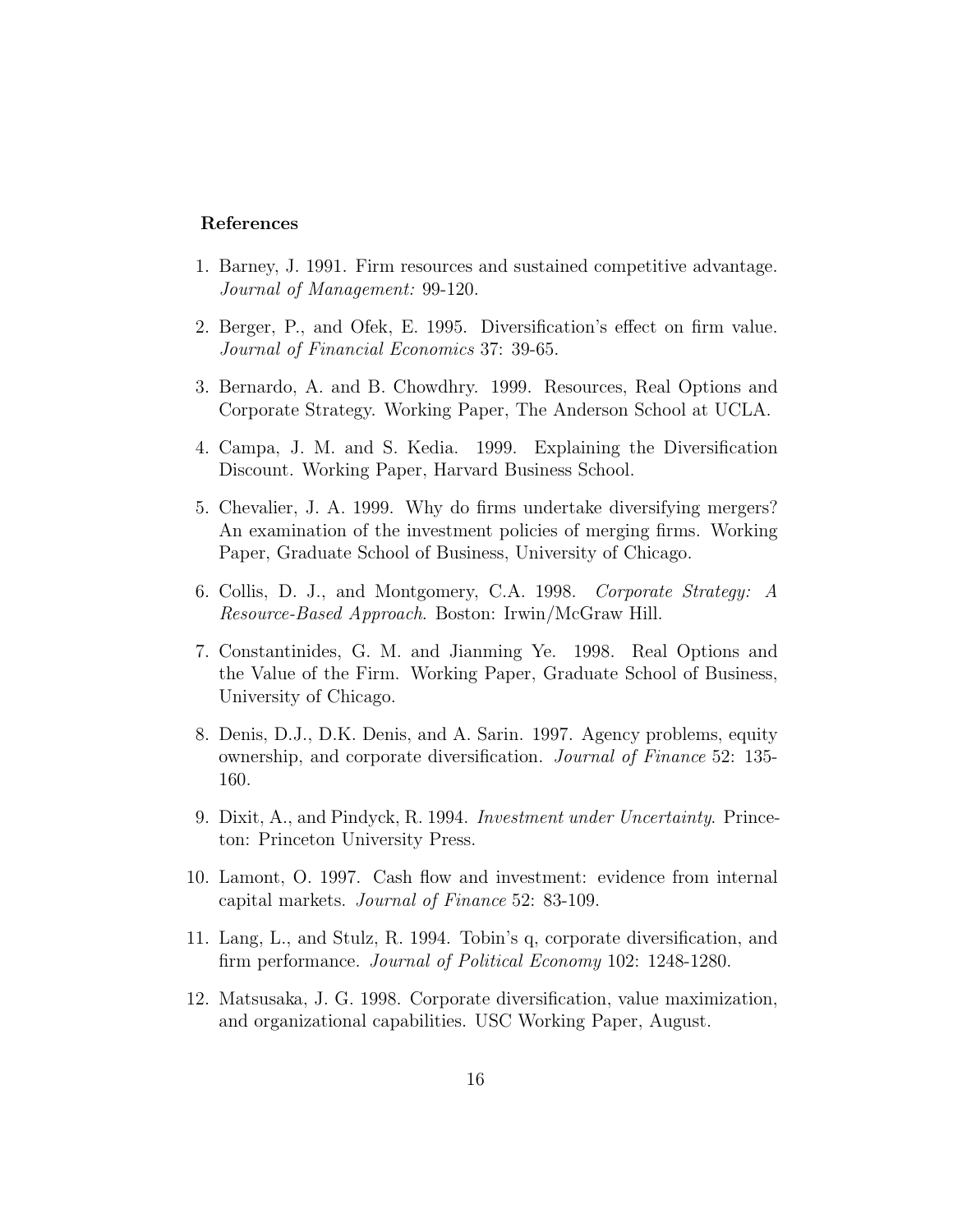**References**

1. Barney, J. 1991. Firm resources and sustained competitive advantage. *Journal of Management:* 99-120.

2. Berger, P., and Ofek, E. 1995. Diversification's effect on firm value. *Journal of Financial Economics* 37: 39-65.

3. Bernardo, A. and B. Chowdhry. 1999. Resources, Real Options and Corporate Strategy. Working Paper, The Anderson School at UCLA.

4. Campa, J. M. and S. Kedia. 1999. Explaining the Diversification Discount. Working Paper, Harvard Business School.

5. Chevalier, J. A. 1999. Why do firms undertake diversifying mergers? An examination of the investment policies of merging firms. Working Paper, Graduate School of Business, University of Chicago.

6. Collis, D. J., and Montgomery, C.A. 1998. *Corporate Strategy: A Resource-Based Approach*. Boston: Irwin/McGraw Hill.

7. Constantinides, G. M. and Jianming Ye. 1998. Real Options and the Value of the Firm. Working Paper, Graduate School of Business, University of Chicago.

8. Denis, D.J., D.K. Denis, and A. Sarin. 1997. Agency problems, equity ownership, and corporate diversification. *Journal of Finance* 52: 135-160.

9. Dixit, A., and Pindyck, R. 1994. *Investment under Uncertainty*. Princeton: Princeton University Press.

10. Lamont, O. 1997. Cash flow and investment: evidence from internal capital markets. *Journal of Finance* 52: 83-109.

11. Lang, L., and Stulz, R. 1994. Tobin's q, corporate diversification, and firm performance. *Journal of Political Economy* 102: 1248-1280.

12. Matsusaka, J. G. 1998. Corporate diversification, value maximization, and organizational capabilities. USC Working Paper, August.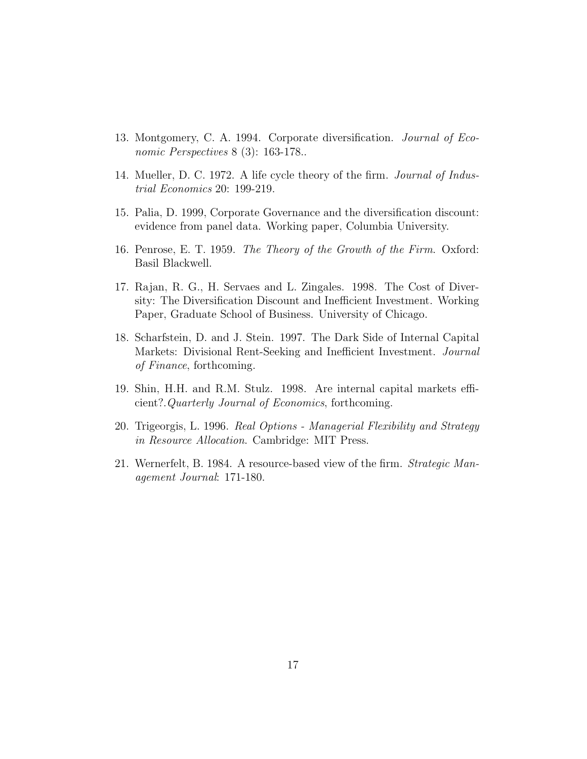13. Montgomery, C. A. 1994. Corporate diversification. *Journal of Economic Perspectives* 8 (3): 163-178..

14. Mueller, D. C. 1972. A life cycle theory of the firm. *Journal of Industrial Economics* 20: 199-219.

15. Palia, D. 1999, Corporate Governance and the diversification discount: evidence from panel data. Working paper, Columbia University.

16. Penrose, E. T. 1959. *The Theory of the Growth of the Firm*. Oxford: Basil Blackwell.

17. Rajan, R. G., H. Servaes and L. Zingales. 1998. The Cost of Diversity: The Diversification Discount and Inefficient Investment. Working Paper, Graduate School of Business. University of Chicago.

18. Scharfstein, D. and J. Stein. 1997. The Dark Side of Internal Capital Markets: Divisional Rent-Seeking and Inefficient Investment. *Journal of Finance*, forthcoming.

19. Shin, H.H. and R.M. Stulz. 1998. Are internal capital markets efficient?.*Quarterly Journal of Economics*, forthcoming.

20. Trigeorgis, L. 1996. *Real Options - Managerial Flexibility and Strategy in Resource Allocation*. Cambridge: MIT Press.

21. Wernerfelt, B. 1984. A resource-based view of the firm. *Strategic Management Journal*: 171-180.